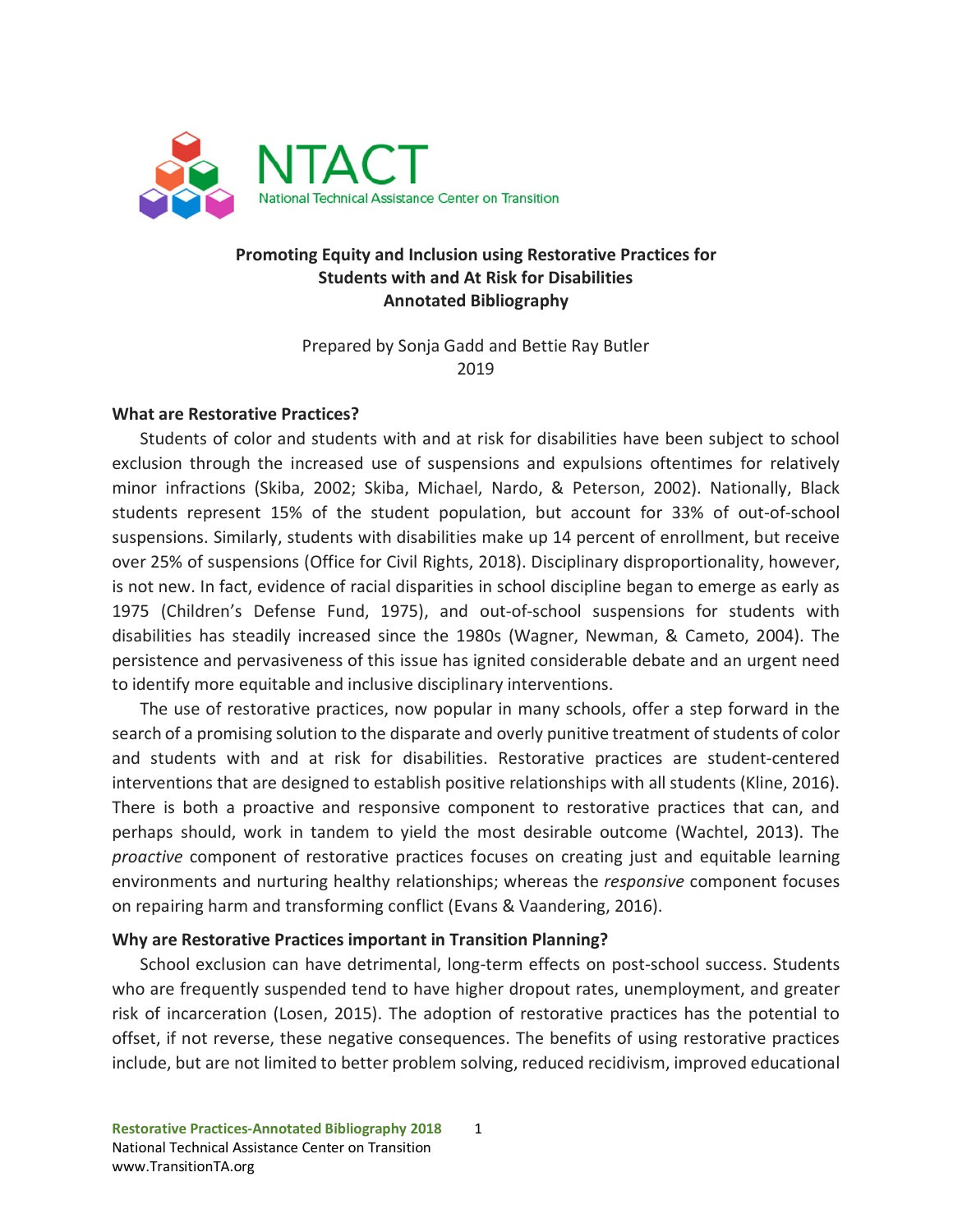NTACT

National Technical Assistance Center on Transition

# Promoting Equity and Inclusion using Restorative Practices for Students with and At Risk for Disabilities Annotated Bibliography

Prepared by Sonja Gadd and Bettie Ray Butler
2019

## What are Restorative Practices?

Students of color and students with and at risk for disabilities have been subject to school exclusion through the increased use of suspensions and expulsions oftentimes for relatively minor infractions (Skiba, 2002; Skiba, Michael, Nardo, & Peterson, 2002). Nationally, Black students represent 15% of the student population, but account for 33% of out-of-school suspensions. Similarly, students with disabilities make up 14 percent of enrollment, but receive over 25% of suspensions (Office for Civil Rights, 2018). Disciplinary disproportionality, however, is not new. In fact, evidence of racial disparities in school discipline began to emerge as early as 1975 (Children's Defense Fund, 1975), and out-of-school suspensions for students with disabilities has steadily increased since the 1980s (Wagner, Newman, & Cameto, 2004). The persistence and pervasiveness of this issue has ignited considerable debate and an urgent need to identify more equitable and inclusive disciplinary interventions.

The use of restorative practices, now popular in many schools, offer a step forward in the search of a promising solution to the disparate and overly punitive treatment of students of color and students with and at risk for disabilities. Restorative practices are student-centered interventions that are designed to establish positive relationships with all students (Kline, 2016). There is both a proactive and responsive component to restorative practices that can, and perhaps should, work in tandem to yield the most desirable outcome (Wachtel, 2013). The *proactive* component of restorative practices focuses on creating just and equitable learning environments and nurturing healthy relationships; whereas the *responsive* component focuses on repairing harm and transforming conflict (Evans & Vaandering, 2016).

## Why are Restorative Practices important in Transition Planning?

School exclusion can have detrimental, long-term effects on post-school success. Students who are frequently suspended tend to have higher dropout rates, unemployment, and greater risk of incarceration (Losen, 2015). The adoption of restorative practices has the potential to offset, if not reverse, these negative consequences. The benefits of using restorative practices include, but are not limited to better problem solving, reduced recidivism, improved educational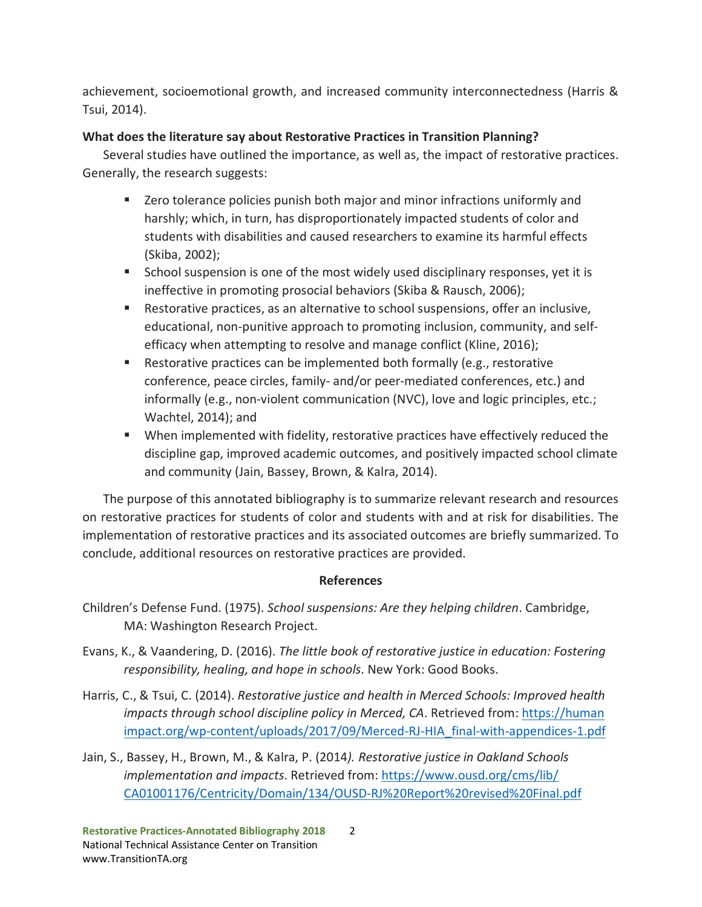achievement, socioemotional growth, and increased community interconnectedness (Harris & Tsui, 2014).

**What does the literature say about Restorative Practices in Transition Planning?**

Several studies have outlined the importance, as well as, the impact of restorative practices. Generally, the research suggests:

- Zero tolerance policies punish both major and minor infractions uniformly and harshly; which, in turn, has disproportionately impacted students of color and students with disabilities and caused researchers to examine its harmful effects (Skiba, 2002);
- School suspension is one of the most widely used disciplinary responses, yet it is ineffective in promoting prosocial behaviors (Skiba & Rausch, 2006);
- Restorative practices, as an alternative to school suspensions, offer an inclusive, educational, non-punitive approach to promoting inclusion, community, and self-efficacy when attempting to resolve and manage conflict (Kline, 2016);
- Restorative practices can be implemented both formally (e.g., restorative conference, peace circles, family- and/or peer-mediated conferences, etc.) and informally (e.g., non-violent communication (NVC), love and logic principles, etc.; Wachtel, 2014); and
- When implemented with fidelity, restorative practices have effectively reduced the discipline gap, improved academic outcomes, and positively impacted school climate and community (Jain, Bassey, Brown, & Kalra, 2014).

The purpose of this annotated bibliography is to summarize relevant research and resources on restorative practices for students of color and students with and at risk for disabilities. The implementation of restorative practices and its associated outcomes are briefly summarized. To conclude, additional resources on restorative practices are provided.

## References

Children's Defense Fund. (1975). *School suspensions: Are they helping children*. Cambridge, MA: Washington Research Project.

Evans, K., & Vaandering, D. (2016). *The little book of restorative justice in education: Fostering responsibility, healing, and hope in schools*. New York: Good Books.

Harris, C., & Tsui, C. (2014). *Restorative justice and health in Merced Schools: Improved health impacts through school discipline policy in Merced, CA*. Retrieved from: https://humanimpact.org/wp-content/uploads/2017/09/Merced-RJ-HIA_final-with-appendices-1.pdf

Jain, S., Bassey, H., Brown, M., & Kalra, P. (2014*). Restorative justice in Oakland Schools implementation and impacts*. Retrieved from: https://www.ousd.org/cms/lib/CA01001176/Centricity/Domain/134/OUSD-RJ%20Report%20revised%20Final.pdf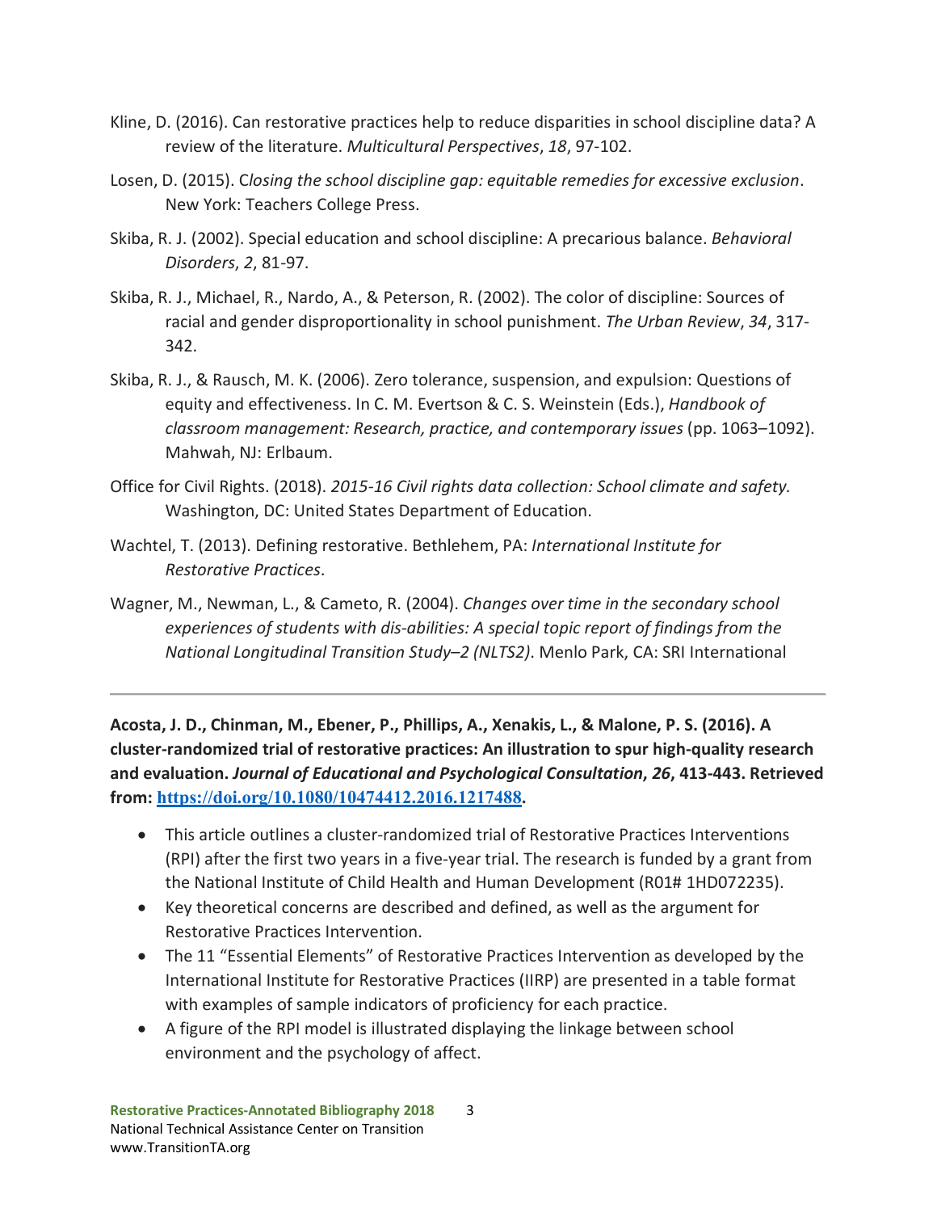Kline, D. (2016). Can restorative practices help to reduce disparities in school discipline data? A review of the literature. *Multicultural Perspectives*, *18*, 97-102.

Losen, D. (2015). C*losing the school discipline gap: equitable remedies for excessive exclusion*. New York: Teachers College Press.

Skiba, R. J. (2002). Special education and school discipline: A precarious balance. *Behavioral Disorders*, *2*, 81-97.

Skiba, R. J., Michael, R., Nardo, A., & Peterson, R. (2002). The color of discipline: Sources of racial and gender disproportionality in school punishment. *The Urban Review*, *34*, 317-342.

Skiba, R. J., & Rausch, M. K. (2006). Zero tolerance, suspension, and expulsion: Questions of equity and effectiveness. In C. M. Evertson & C. S. Weinstein (Eds.), *Handbook of classroom management: Research, practice, and contemporary issues* (pp. 1063–1092). Mahwah, NJ: Erlbaum.

Office for Civil Rights. (2018). *2015-16 Civil rights data collection: School climate and safety.* Washington, DC: United States Department of Education.

Wachtel, T. (2013). Defining restorative. Bethlehem, PA: *International Institute for Restorative Practices*.

Wagner, M., Newman, L., & Cameto, R. (2004). *Changes over time in the secondary school experiences of students with dis-abilities: A special topic report of findings from the National Longitudinal Transition Study–2 (NLTS2)*. Menlo Park, CA: SRI International

---

**Acosta, J. D., Chinman, M., Ebener, P., Phillips, A., Xenakis, L., & Malone, P. S. (2016). A cluster-randomized trial of restorative practices: An illustration to spur high-quality research and evaluation. *Journal of Educational and Psychological Consultation*, *26*, 413-443. Retrieved from: [https://doi.org/10.1080/10474412.2016.1217488](https://doi.org/10.1080/10474412.2016.1217488).**

- This article outlines a cluster-randomized trial of Restorative Practices Interventions (RPI) after the first two years in a five-year trial. The research is funded by a grant from the National Institute of Child Health and Human Development (R01# 1HD072235).
- Key theoretical concerns are described and defined, as well as the argument for Restorative Practices Intervention.
- The 11 "Essential Elements" of Restorative Practices Intervention as developed by the International Institute for Restorative Practices (IIRP) are presented in a table format with examples of sample indicators of proficiency for each practice.
- A figure of the RPI model is illustrated displaying the linkage between school environment and the psychology of affect.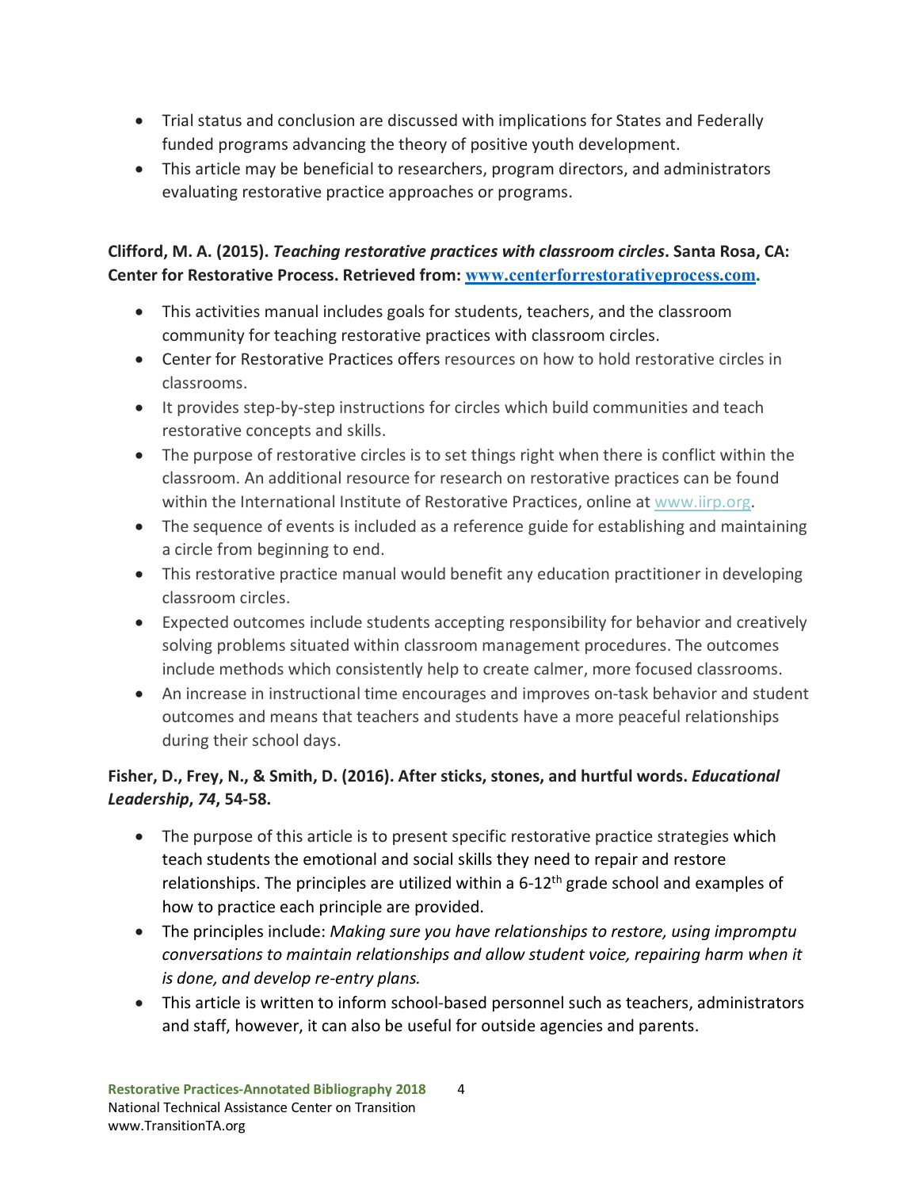- Trial status and conclusion are discussed with implications for States and Federally funded programs advancing the theory of positive youth development.
- This article may be beneficial to researchers, program directors, and administrators evaluating restorative practice approaches or programs.

**Clifford, M. A. (2015). *Teaching restorative practices with classroom circles*. Santa Rosa, CA: Center for Restorative Process. Retrieved from: [www.centerforrestorativeprocess.com](http://www.centerforrestorativeprocess.com).**

- This activities manual includes goals for students, teachers, and the classroom community for teaching restorative practices with classroom circles.
- Center for Restorative Practices offers resources on how to hold restorative circles in classrooms.
- It provides step-by-step instructions for circles which build communities and teach restorative concepts and skills.
- The purpose of restorative circles is to set things right when there is conflict within the classroom. An additional resource for research on restorative practices can be found within the International Institute of Restorative Practices, online at [www.iirp.org](http://www.iirp.org).
- The sequence of events is included as a reference guide for establishing and maintaining a circle from beginning to end.
- This restorative practice manual would benefit any education practitioner in developing classroom circles.
- Expected outcomes include students accepting responsibility for behavior and creatively solving problems situated within classroom management procedures. The outcomes include methods which consistently help to create calmer, more focused classrooms.
- An increase in instructional time encourages and improves on-task behavior and student outcomes and means that teachers and students have a more peaceful relationships during their school days.

**Fisher, D., Frey, N., & Smith, D. (2016). After sticks, stones, and hurtful words. *Educational Leadership*, *74*, 54-58.**

- The purpose of this article is to present specific restorative practice strategies which teach students the emotional and social skills they need to repair and restore relationships. The principles are utilized within a 6-12th grade school and examples of how to practice each principle are provided.
- The principles include: *Making sure you have relationships to restore, using impromptu conversations to maintain relationships and allow student voice, repairing harm when it is done, and develop re-entry plans.*
- This article is written to inform school-based personnel such as teachers, administrators and staff, however, it can also be useful for outside agencies and parents.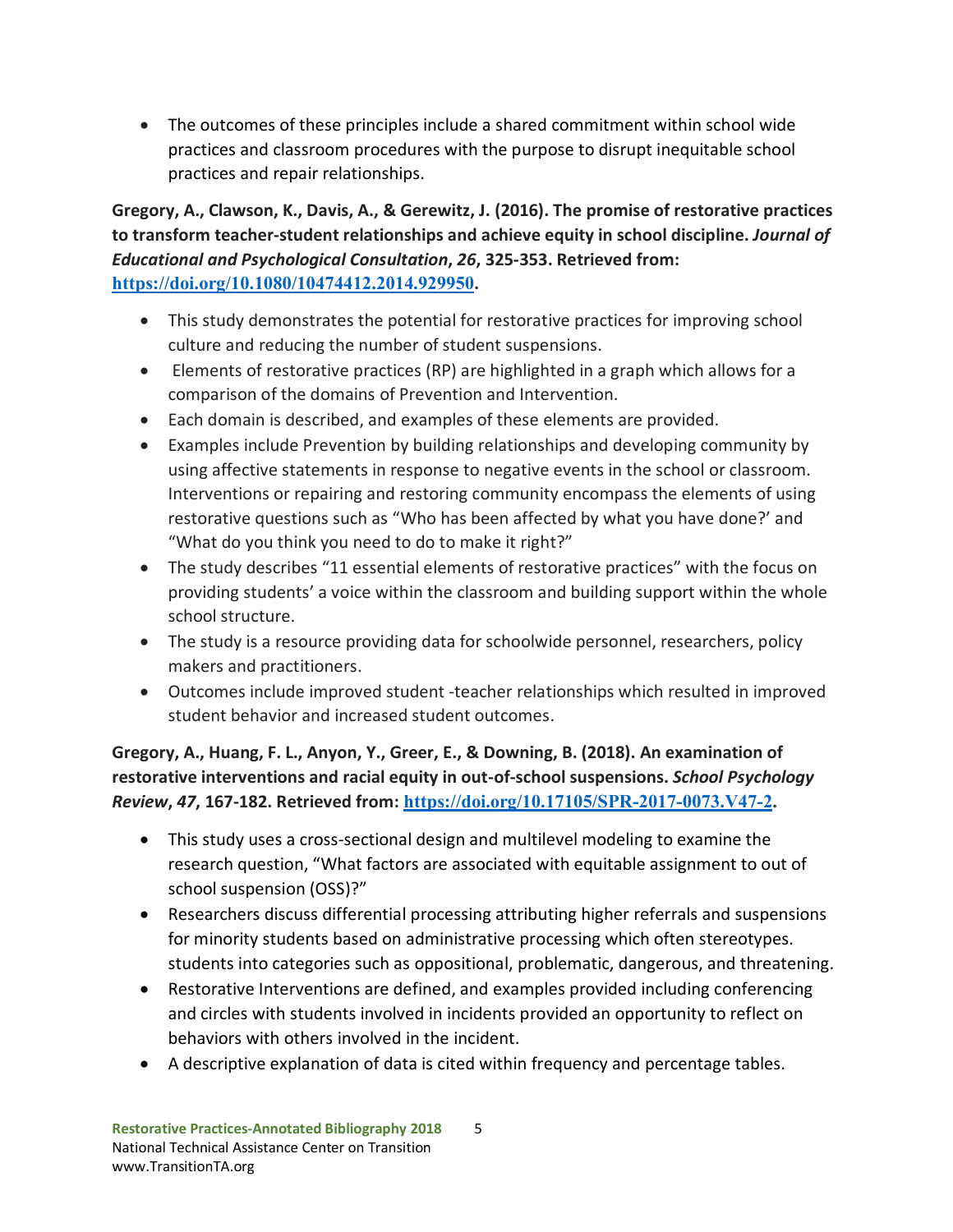- The outcomes of these principles include a shared commitment within school wide practices and classroom procedures with the purpose to disrupt inequitable school practices and repair relationships.

**Gregory, A., Clawson, K., Davis, A., & Gerewitz, J. (2016). The promise of restorative practices to transform teacher-student relationships and achieve equity in school discipline. *Journal of Educational and Psychological Consultation*, *26*, 325-353. Retrieved from: [https://doi.org/10.1080/10474412.2014.929950](https://doi.org/10.1080/10474412.2014.929950).**

- This study demonstrates the potential for restorative practices for improving school culture and reducing the number of student suspensions.
- Elements of restorative practices (RP) are highlighted in a graph which allows for a comparison of the domains of Prevention and Intervention.
- Each domain is described, and examples of these elements are provided.
- Examples include Prevention by building relationships and developing community by using affective statements in response to negative events in the school or classroom. Interventions or repairing and restoring community encompass the elements of using restorative questions such as "Who has been affected by what you have done?' and "What do you think you need to do to make it right?"
- The study describes "11 essential elements of restorative practices" with the focus on providing students' a voice within the classroom and building support within the whole school structure.
- The study is a resource providing data for schoolwide personnel, researchers, policy makers and practitioners.
- Outcomes include improved student -teacher relationships which resulted in improved student behavior and increased student outcomes.

**Gregory, A., Huang, F. L., Anyon, Y., Greer, E., & Downing, B. (2018). An examination of restorative interventions and racial equity in out-of-school suspensions. *School Psychology Review*, *47*, 167-182. Retrieved from: [https://doi.org/10.17105/SPR-2017-0073.V47-2](https://doi.org/10.17105/SPR-2017-0073.V47-2).**

- This study uses a cross-sectional design and multilevel modeling to examine the research question, "What factors are associated with equitable assignment to out of school suspension (OSS)?"
- Researchers discuss differential processing attributing higher referrals and suspensions for minority students based on administrative processing which often stereotypes. students into categories such as oppositional, problematic, dangerous, and threatening.
- Restorative Interventions are defined, and examples provided including conferencing and circles with students involved in incidents provided an opportunity to reflect on behaviors with others involved in the incident.
- A descriptive explanation of data is cited within frequency and percentage tables.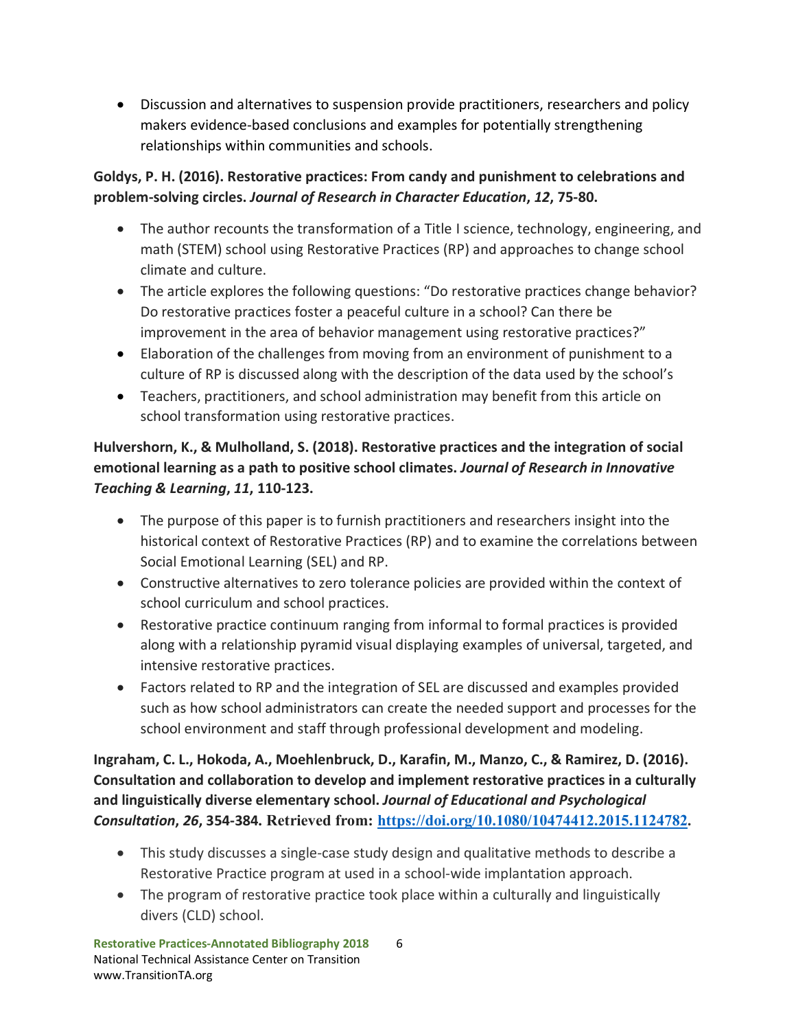- Discussion and alternatives to suspension provide practitioners, researchers and policy makers evidence-based conclusions and examples for potentially strengthening relationships within communities and schools.

**Goldys, P. H. (2016). Restorative practices: From candy and punishment to celebrations and problem-solving circles. *Journal of Research in Character Education*, *12*, 75-80.**

- The author recounts the transformation of a Title I science, technology, engineering, and math (STEM) school using Restorative Practices (RP) and approaches to change school climate and culture.
- The article explores the following questions: "Do restorative practices change behavior? Do restorative practices foster a peaceful culture in a school? Can there be improvement in the area of behavior management using restorative practices?"
- Elaboration of the challenges from moving from an environment of punishment to a culture of RP is discussed along with the description of the data used by the school's
- Teachers, practitioners, and school administration may benefit from this article on school transformation using restorative practices.

**Hulvershorn, K., & Mulholland, S. (2018). Restorative practices and the integration of social emotional learning as a path to positive school climates. *Journal of Research in Innovative Teaching & Learning*, *11*, 110-123.**

- The purpose of this paper is to furnish practitioners and researchers insight into the historical context of Restorative Practices (RP) and to examine the correlations between Social Emotional Learning (SEL) and RP.
- Constructive alternatives to zero tolerance policies are provided within the context of school curriculum and school practices.
- Restorative practice continuum ranging from informal to formal practices is provided along with a relationship pyramid visual displaying examples of universal, targeted, and intensive restorative practices.
- Factors related to RP and the integration of SEL are discussed and examples provided such as how school administrators can create the needed support and processes for the school environment and staff through professional development and modeling.

**Ingraham, C. L., Hokoda, A., Moehlenbruck, D., Karafin, M., Manzo, C., & Ramirez, D. (2016). Consultation and collaboration to develop and implement restorative practices in a culturally and linguistically diverse elementary school. *Journal of Educational and Psychological Consultation*, *26*, 354-384. Retrieved from: [https://doi.org/10.1080/10474412.2015.1124782](https://doi.org/10.1080/10474412.2015.1124782).**

- This study discusses a single-case study design and qualitative methods to describe a Restorative Practice program at used in a school-wide implantation approach.
- The program of restorative practice took place within a culturally and linguistically divers (CLD) school.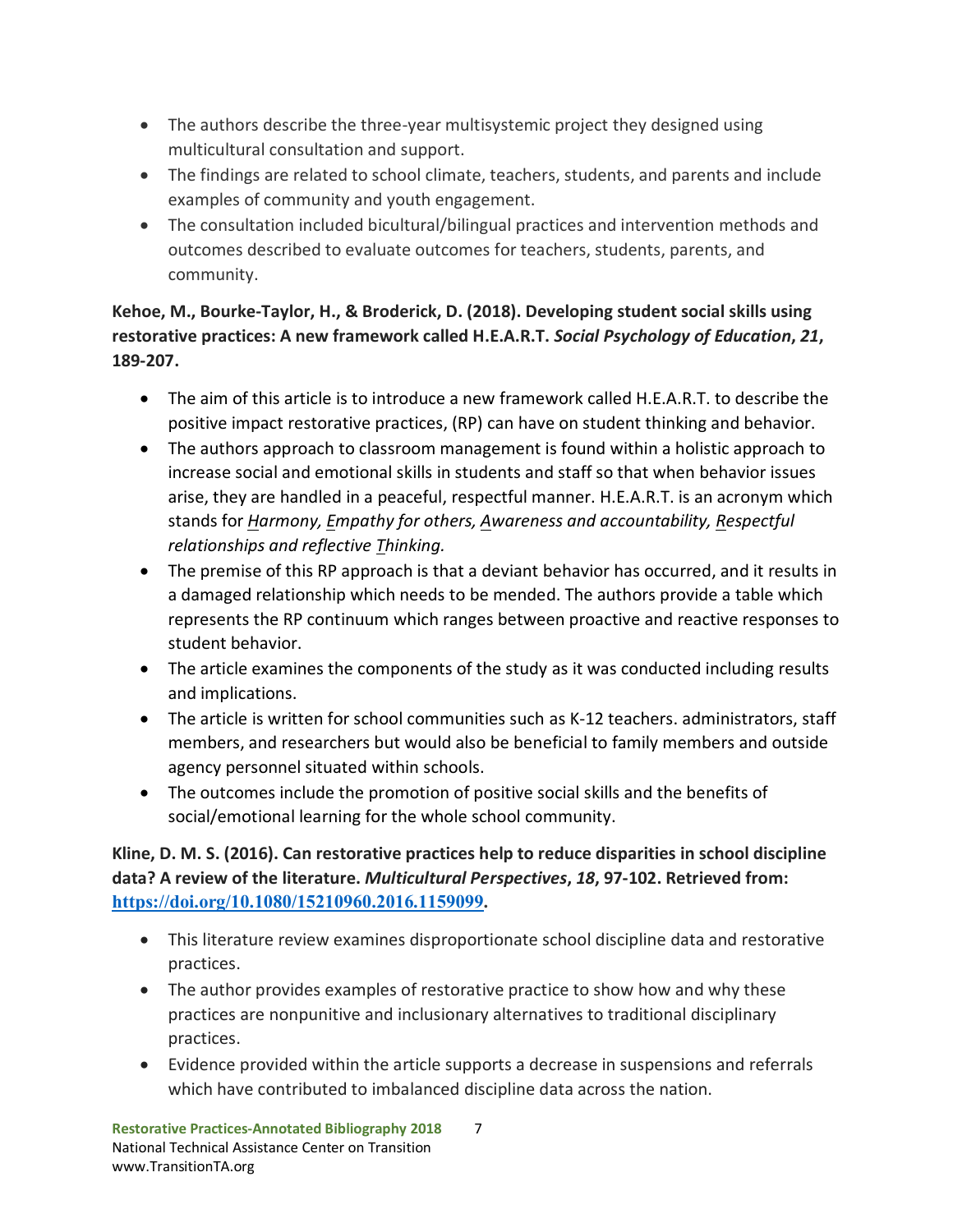- The authors describe the three-year multisystemic project they designed using multicultural consultation and support.
- The findings are related to school climate, teachers, students, and parents and include examples of community and youth engagement.
- The consultation included bicultural/bilingual practices and intervention methods and outcomes described to evaluate outcomes for teachers, students, parents, and community.

**Kehoe, M., Bourke-Taylor, H., & Broderick, D. (2018). Developing student social skills using restorative practices: A new framework called H.E.A.R.T. *Social Psychology of Education*, *21*, 189-207.**

- The aim of this article is to introduce a new framework called H.E.A.R.T. to describe the positive impact restorative practices, (RP) can have on student thinking and behavior.
- The authors approach to classroom management is found within a holistic approach to increase social and emotional skills in students and staff so that when behavior issues arise, they are handled in a peaceful, respectful manner. H.E.A.R.T. is an acronym which stands for *<u>H</u>armony, <u>E</u>mpathy for others, <u>A</u>wareness and accountability, <u>R</u>espectful relationships and reflective <u>T</u>hinking.*
- The premise of this RP approach is that a deviant behavior has occurred, and it results in a damaged relationship which needs to be mended. The authors provide a table which represents the RP continuum which ranges between proactive and reactive responses to student behavior.
- The article examines the components of the study as it was conducted including results and implications.
- The article is written for school communities such as K-12 teachers. administrators, staff members, and researchers but would also be beneficial to family members and outside agency personnel situated within schools.
- The outcomes include the promotion of positive social skills and the benefits of social/emotional learning for the whole school community.

**Kline, D. M. S. (2016). Can restorative practices help to reduce disparities in school discipline data? A review of the literature. *Multicultural Perspectives*, *18*, 97-102. Retrieved from: [https://doi.org/10.1080/15210960.2016.1159099](https://doi.org/10.1080/15210960.2016.1159099).**

- This literature review examines disproportionate school discipline data and restorative practices.
- The author provides examples of restorative practice to show how and why these practices are nonpunitive and inclusionary alternatives to traditional disciplinary practices.
- Evidence provided within the article supports a decrease in suspensions and referrals which have contributed to imbalanced discipline data across the nation.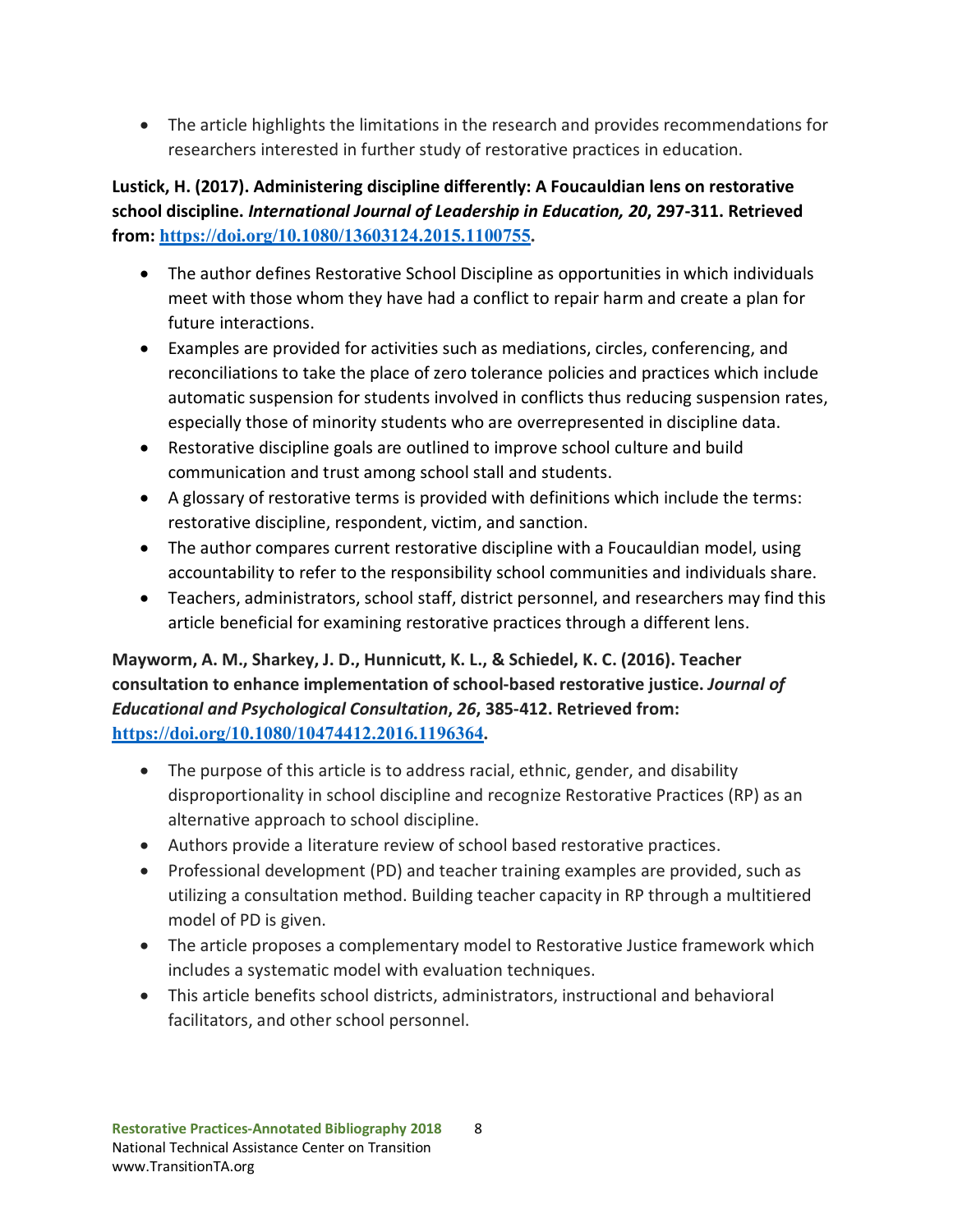- The article highlights the limitations in the research and provides recommendations for researchers interested in further study of restorative practices in education.

**Lustick, H. (2017). Administering discipline differently: A Foucauldian lens on restorative school discipline. *International Journal of Leadership in Education, 20*, 297-311. Retrieved from: [https://doi.org/10.1080/13603124.2015.1100755](https://doi.org/10.1080/13603124.2015.1100755).**

- The author defines Restorative School Discipline as opportunities in which individuals meet with those whom they have had a conflict to repair harm and create a plan for future interactions.
- Examples are provided for activities such as mediations, circles, conferencing, and reconciliations to take the place of zero tolerance policies and practices which include automatic suspension for students involved in conflicts thus reducing suspension rates, especially those of minority students who are overrepresented in discipline data.
- Restorative discipline goals are outlined to improve school culture and build communication and trust among school stall and students.
- A glossary of restorative terms is provided with definitions which include the terms: restorative discipline, respondent, victim, and sanction.
- The author compares current restorative discipline with a Foucauldian model, using accountability to refer to the responsibility school communities and individuals share.
- Teachers, administrators, school staff, district personnel, and researchers may find this article beneficial for examining restorative practices through a different lens.

**Mayworm, A. M., Sharkey, J. D., Hunnicutt, K. L., & Schiedel, K. C. (2016). Teacher consultation to enhance implementation of school-based restorative justice. *Journal of Educational and Psychological Consultation*, *26*, 385-412. Retrieved from: [https://doi.org/10.1080/10474412.2016.1196364](https://doi.org/10.1080/10474412.2016.1196364).**

- The purpose of this article is to address racial, ethnic, gender, and disability disproportionality in school discipline and recognize Restorative Practices (RP) as an alternative approach to school discipline.
- Authors provide a literature review of school based restorative practices.
- Professional development (PD) and teacher training examples are provided, such as utilizing a consultation method. Building teacher capacity in RP through a multitiered model of PD is given.
- The article proposes a complementary model to Restorative Justice framework which includes a systematic model with evaluation techniques.
- This article benefits school districts, administrators, instructional and behavioral facilitators, and other school personnel.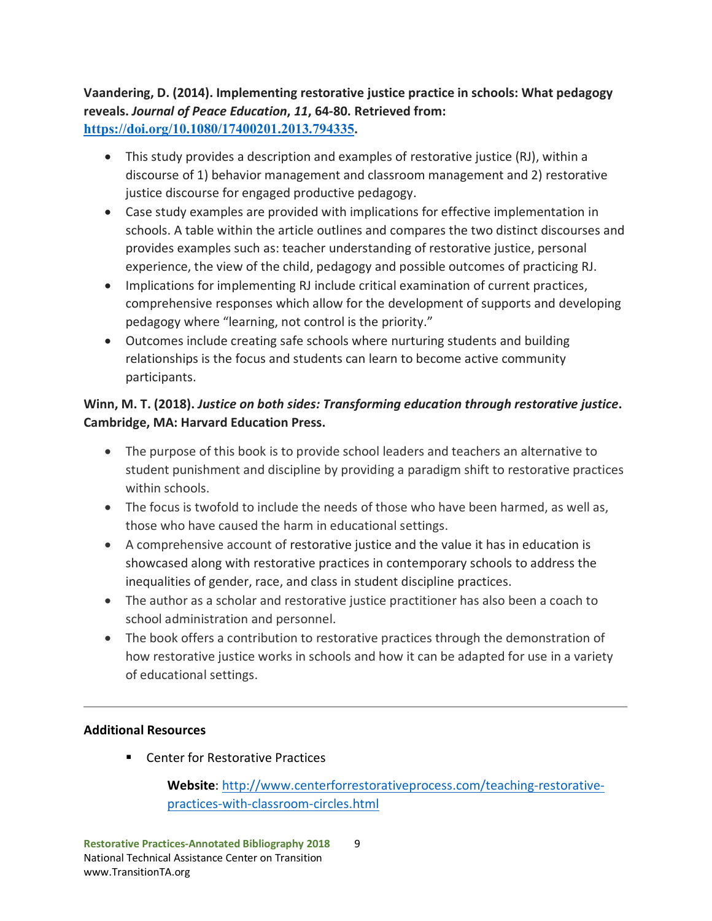**Vaandering, D. (2014). Implementing restorative justice practice in schools: What pedagogy reveals. *Journal of Peace Education*, *11*, 64-80. Retrieved from: [https://doi.org/10.1080/17400201.2013.794335](https://doi.org/10.1080/17400201.2013.794335).**

- This study provides a description and examples of restorative justice (RJ), within a discourse of 1) behavior management and classroom management and 2) restorative justice discourse for engaged productive pedagogy.
- Case study examples are provided with implications for effective implementation in schools. A table within the article outlines and compares the two distinct discourses and provides examples such as: teacher understanding of restorative justice, personal experience, the view of the child, pedagogy and possible outcomes of practicing RJ.
- Implications for implementing RJ include critical examination of current practices, comprehensive responses which allow for the development of supports and developing pedagogy where "learning, not control is the priority."
- Outcomes include creating safe schools where nurturing students and building relationships is the focus and students can learn to become active community participants.

**Winn, M. T. (2018). *Justice on both sides: Transforming education through restorative justice*. Cambridge, MA: Harvard Education Press.**

- The purpose of this book is to provide school leaders and teachers an alternative to student punishment and discipline by providing a paradigm shift to restorative practices within schools.
- The focus is twofold to include the needs of those who have been harmed, as well as, those who have caused the harm in educational settings.
- A comprehensive account of restorative justice and the value it has in education is showcased along with restorative practices in contemporary schools to address the inequalities of gender, race, and class in student discipline practices.
- The author as a scholar and restorative justice practitioner has also been a coach to school administration and personnel.
- The book offers a contribution to restorative practices through the demonstration of how restorative justice works in schools and how it can be adapted for use in a variety of educational settings.

---

**Additional Resources**

- Center for Restorative Practices

  **Website**: [http://www.centerforrestorativeprocess.com/teaching-restorative-practices-with-classroom-circles.html](http://www.centerforrestorativeprocess.com/teaching-restorative-practices-with-classroom-circles.html)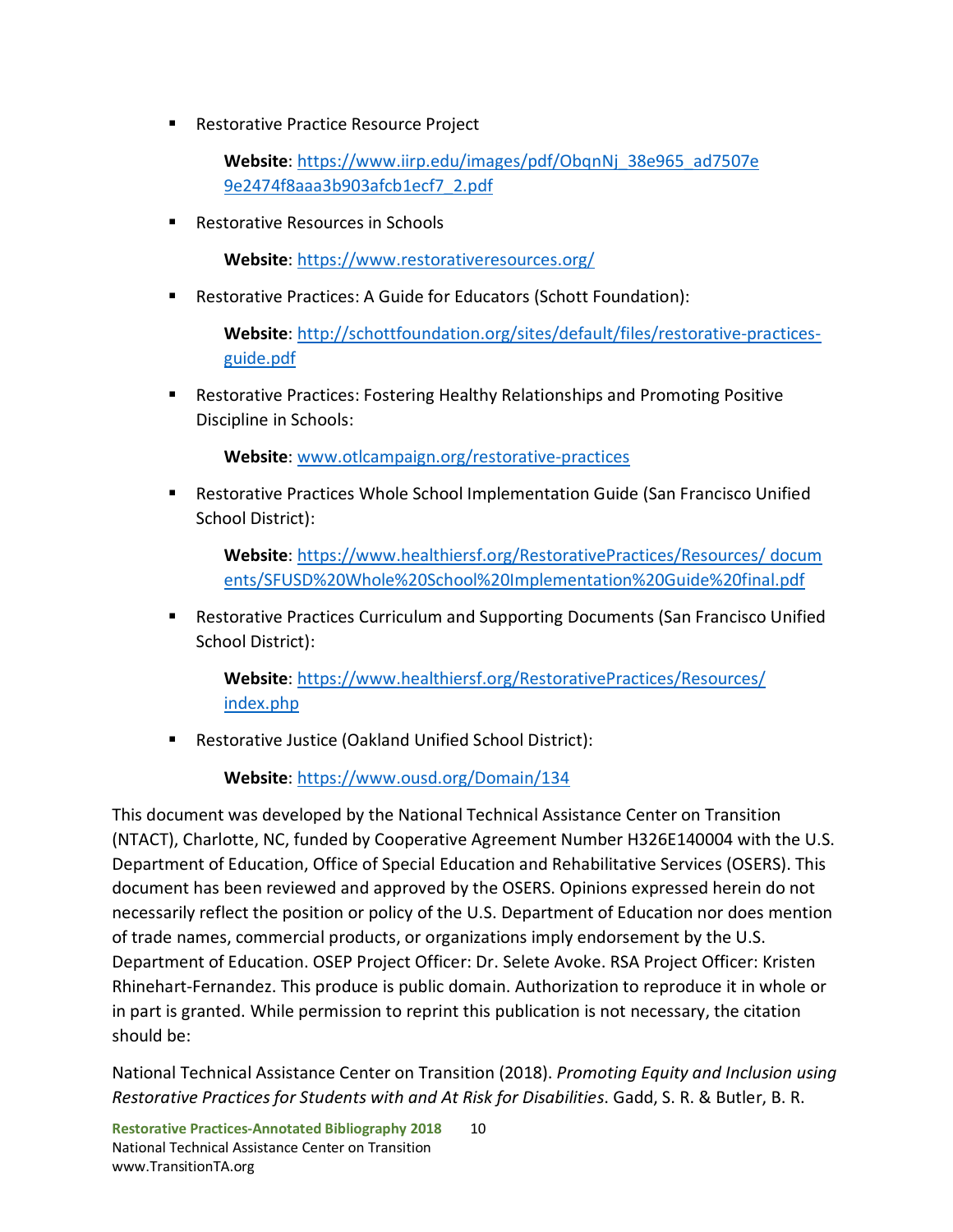- Restorative Practice Resource Project

  **Website**: https://www.iirp.edu/images/pdf/ObqnNj_38e965_ad7507e9e2474f8aaa3b903afcb1ecf7_2.pdf

- Restorative Resources in Schools

  **Website**: https://www.restorativeresources.org/

- Restorative Practices: A Guide for Educators (Schott Foundation):

  **Website**: http://schottfoundation.org/sites/default/files/restorative-practices-guide.pdf

- Restorative Practices: Fostering Healthy Relationships and Promoting Positive Discipline in Schools:

  **Website**: www.otlcampaign.org/restorative-practices

- Restorative Practices Whole School Implementation Guide (San Francisco Unified School District):

  **Website**: https://www.healthiersf.org/RestorativePractices/Resources/ documents/SFUSD%20Whole%20School%20Implementation%20Guide%20final.pdf

- Restorative Practices Curriculum and Supporting Documents (San Francisco Unified School District):

  **Website**: https://www.healthiersf.org/RestorativePractices/Resources/index.php

- Restorative Justice (Oakland Unified School District):

  **Website**: https://www.ousd.org/Domain/134

This document was developed by the National Technical Assistance Center on Transition (NTACT), Charlotte, NC, funded by Cooperative Agreement Number H326E140004 with the U.S. Department of Education, Office of Special Education and Rehabilitative Services (OSERS). This document has been reviewed and approved by the OSERS. Opinions expressed herein do not necessarily reflect the position or policy of the U.S. Department of Education nor does mention of trade names, commercial products, or organizations imply endorsement by the U.S. Department of Education. OSEP Project Officer: Dr. Selete Avoke. RSA Project Officer: Kristen Rhinehart-Fernandez. This produce is public domain. Authorization to reproduce it in whole or in part is granted. While permission to reprint this publication is not necessary, the citation should be:

National Technical Assistance Center on Transition (2018). *Promoting Equity and Inclusion using Restorative Practices for Students with and At Risk for Disabilities*. Gadd, S. R. & Butler, B. R.